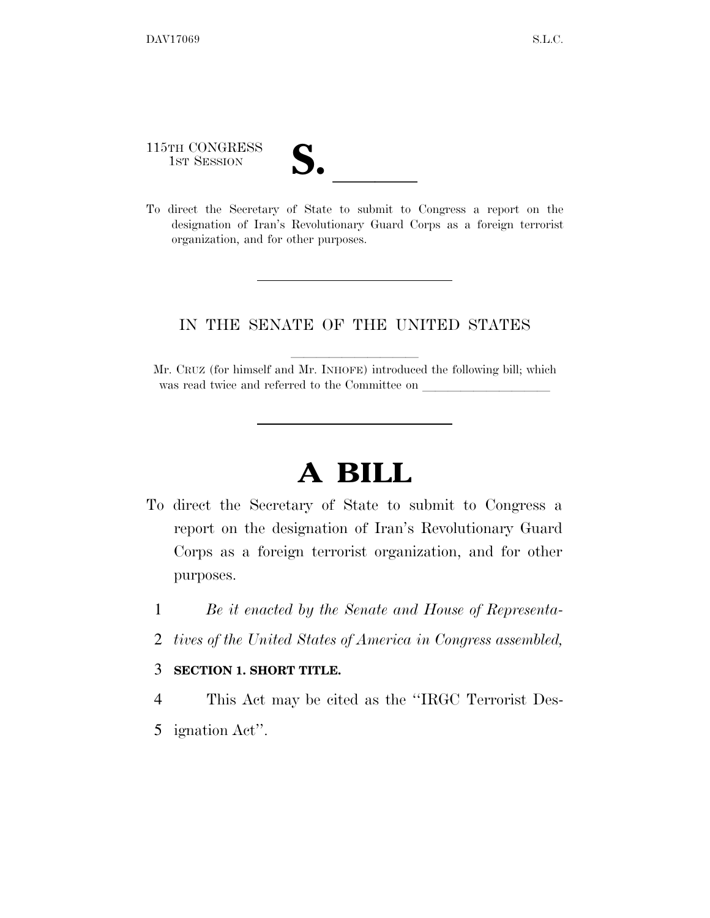115TH CONGRESS
1ST SESSION

# S. \_\_\_\_\_\_

To direct the Secretary of State to submit to Congress a report on the designation of Iran's Revolutionary Guard Corps as a foreign terrorist organization, and for other purposes.

---

IN THE SENATE OF THE UNITED STATES

Mr. CRUZ (for himself and Mr. INHOFE) introduced the following bill; which was read twice and referred to the Committee on \_\_\_\_\_\_\_\_\_\_\_\_\_\_\_\_\_\_\_\_

---

# A BILL

To direct the Secretary of State to submit to Congress a report on the designation of Iran's Revolutionary Guard Corps as a foreign terrorist organization, and for other purposes.

1 *Be it enacted by the Senate and House of Representa-*
2 *tives of the United States of America in Congress assembled,*

3 **SECTION 1. SHORT TITLE.**

4 This Act may be cited as the "IRGC Terrorist Des-
5 ignation Act".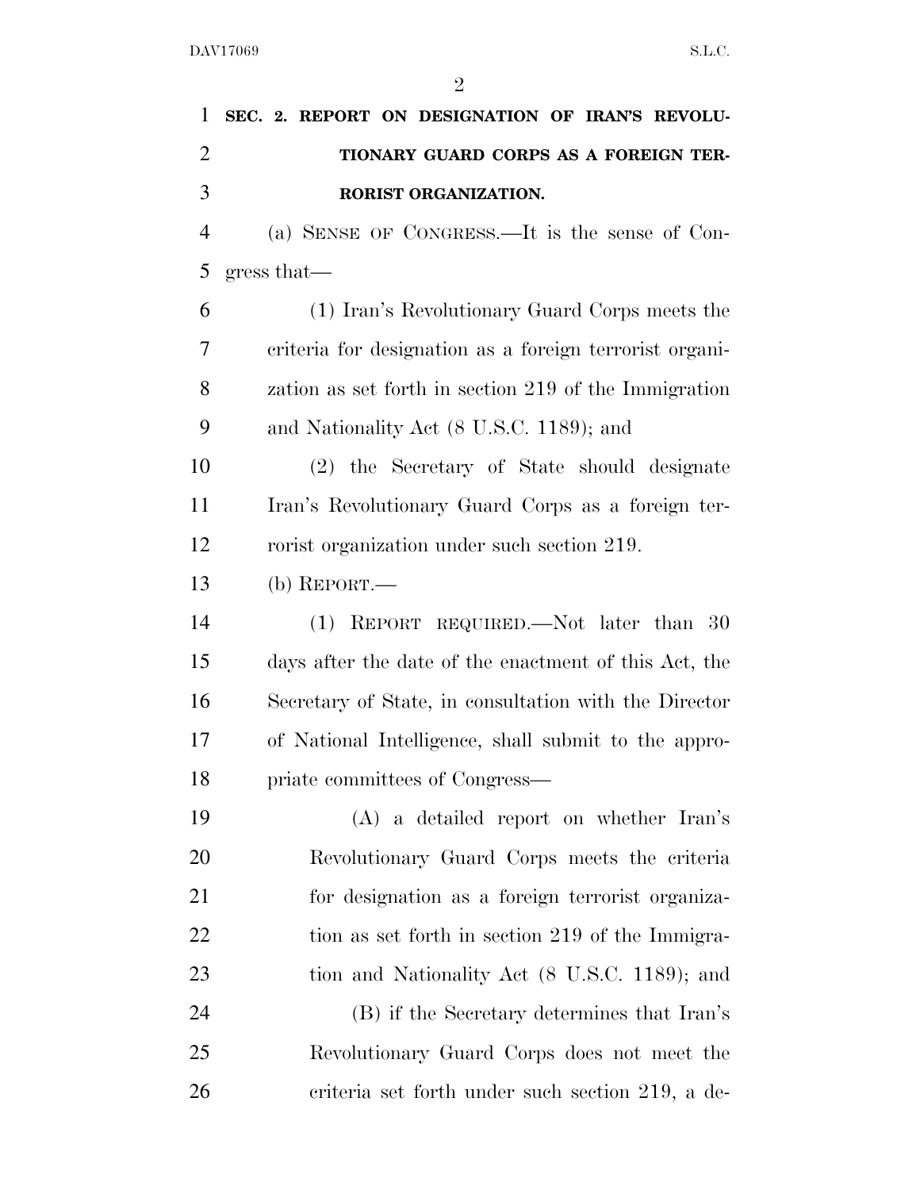**SEC. 2. REPORT ON DESIGNATION OF IRAN'S REVOLUTIONARY GUARD CORPS AS A FOREIGN TERRORIST ORGANIZATION.**

(a) SENSE OF CONGRESS.—It is the sense of Congress that—

(1) Iran's Revolutionary Guard Corps meets the criteria for designation as a foreign terrorist organization as set forth in section 219 of the Immigration and Nationality Act (8 U.S.C. 1189); and

(2) the Secretary of State should designate Iran's Revolutionary Guard Corps as a foreign terrorist organization under such section 219.

(b) REPORT.—

(1) REPORT REQUIRED.—Not later than 30 days after the date of the enactment of this Act, the Secretary of State, in consultation with the Director of National Intelligence, shall submit to the appropriate committees of Congress—

(A) a detailed report on whether Iran's Revolutionary Guard Corps meets the criteria for designation as a foreign terrorist organization as set forth in section 219 of the Immigration and Nationality Act (8 U.S.C. 1189); and

(B) if the Secretary determines that Iran's Revolutionary Guard Corps does not meet the criteria set forth under such section 219, a de-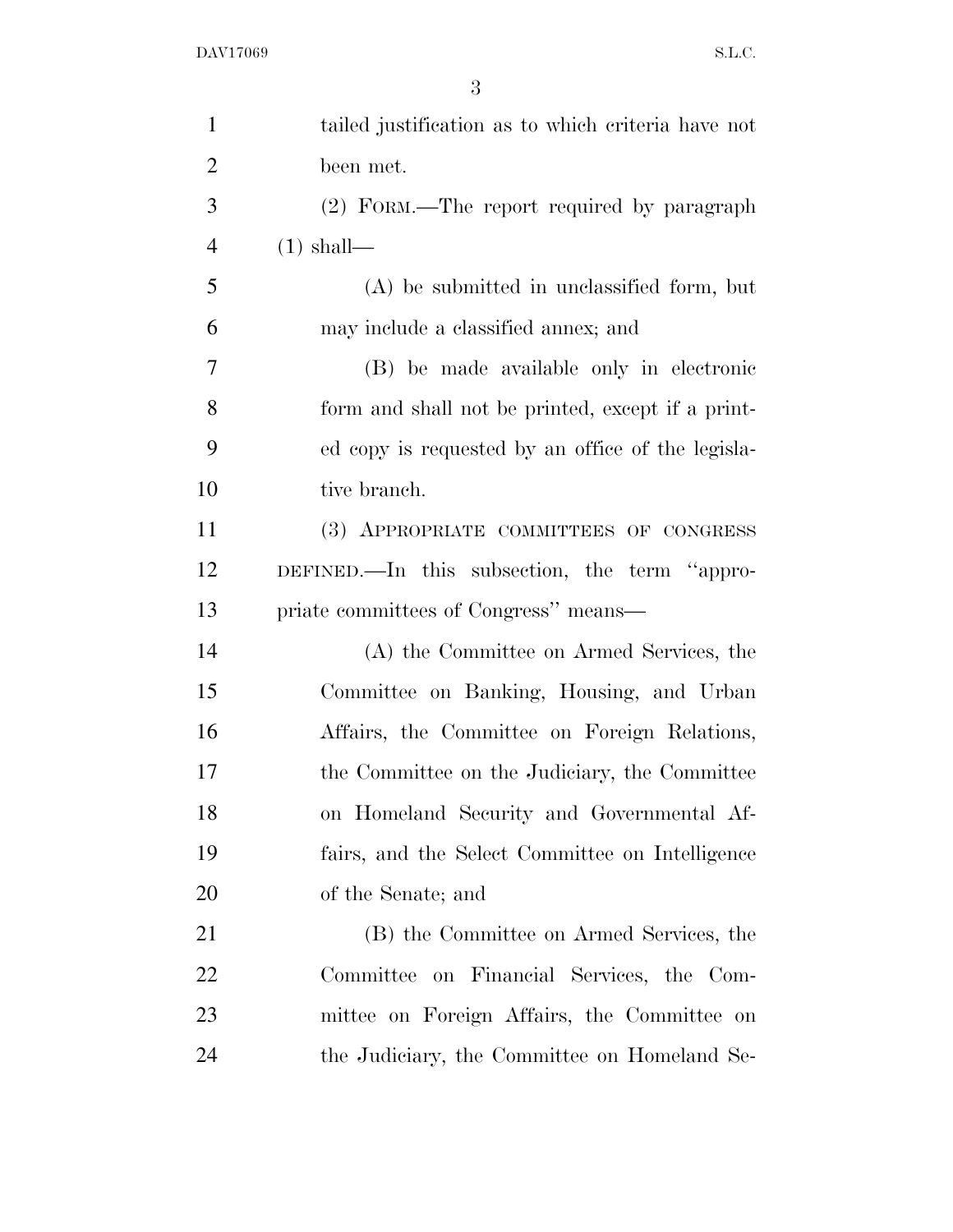tailed justification as to which criteria have not been met.

(2) FORM.—The report required by paragraph (1) shall—

(A) be submitted in unclassified form, but may include a classified annex; and

(B) be made available only in electronic form and shall not be printed, except if a printed copy is requested by an office of the legislative branch.

(3) APPROPRIATE COMMITTEES OF CONGRESS DEFINED.—In this subsection, the term "appropriate committees of Congress" means—

(A) the Committee on Armed Services, the Committee on Banking, Housing, and Urban Affairs, the Committee on Foreign Relations, the Committee on the Judiciary, the Committee on Homeland Security and Governmental Affairs, and the Select Committee on Intelligence of the Senate; and

(B) the Committee on Armed Services, the Committee on Financial Services, the Committee on Foreign Affairs, the Committee on the Judiciary, the Committee on Homeland Se-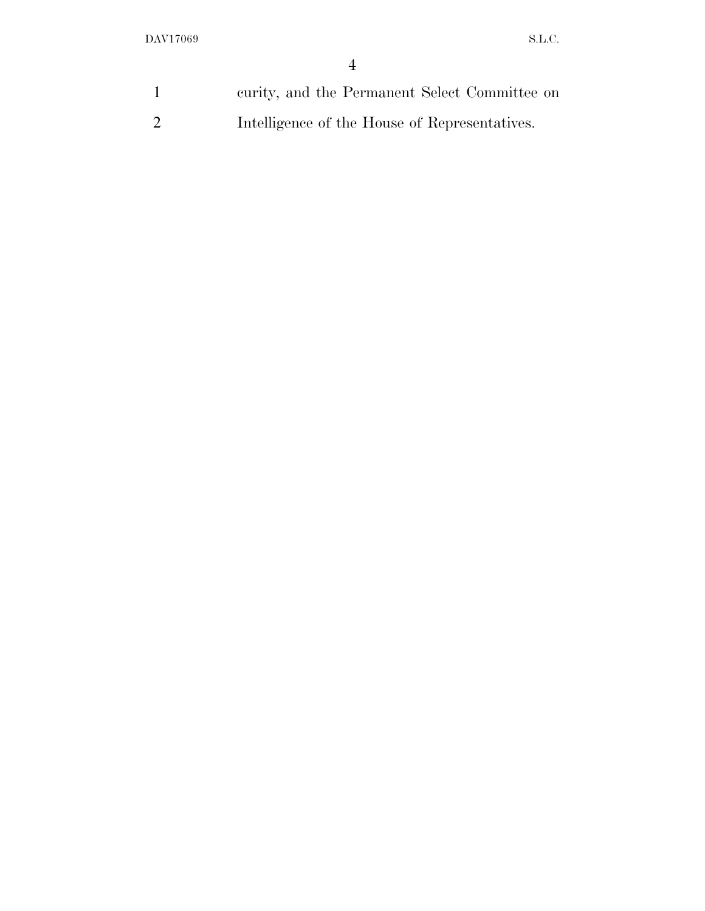curity, and the Permanent Select Committee on Intelligence of the House of Representatives.